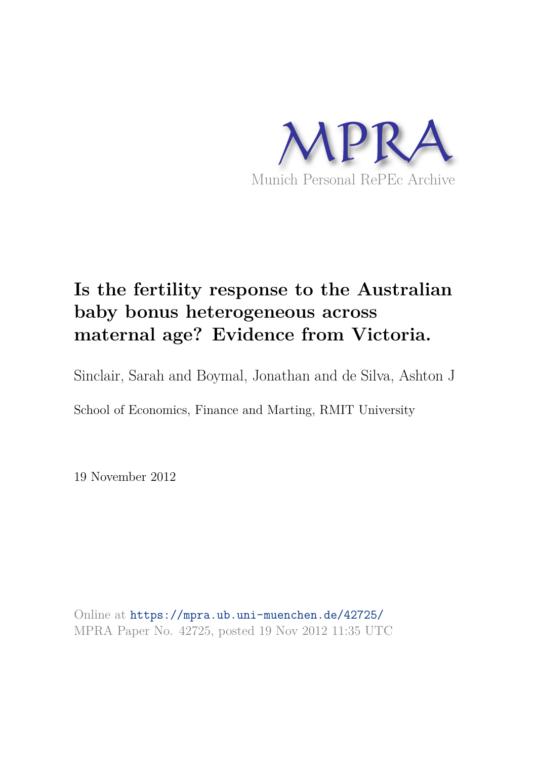MPRA

Munich Personal RePEc Archive

# Is the fertility response to the Australian baby bonus heterogeneous across maternal age? Evidence from Victoria.

Sinclair, Sarah and Boymal, Jonathan and de Silva, Ashton J

School of Economics, Finance and Marting, RMIT University

19 November 2012

Online at https://mpra.ub.uni-muenchen.de/42725/
MPRA Paper No. 42725, posted 19 Nov 2012 11:35 UTC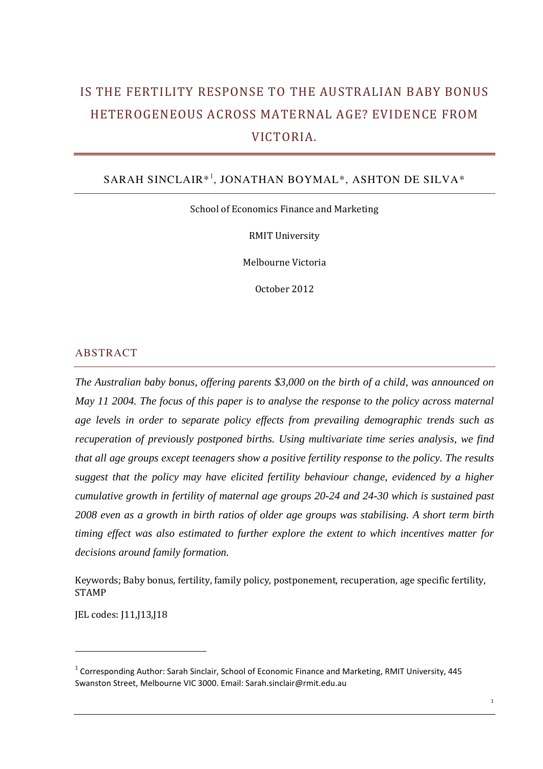# IS THE FERTILITY RESPONSE TO THE AUSTRALIAN BABY BONUS HETEROGENEOUS ACROSS MATERNAL AGE? EVIDENCE FROM VICTORIA.

SARAH SINCLAIR*[1], JONATHAN BOYMAL*, ASHTON DE SILVA*

School of Economics Finance and Marketing

RMIT University

Melbourne Victoria

October 2012

## ABSTRACT

*The Australian baby bonus, offering parents $3,000 on the birth of a child, was announced on May 11 2004. The focus of this paper is to analyse the response to the policy across maternal age levels in order to separate policy effects from prevailing demographic trends such as recuperation of previously postponed births. Using multivariate time series analysis, we find that all age groups except teenagers show a positive fertility response to the policy. The results suggest that the policy may have elicited fertility behaviour change, evidenced by a higher cumulative growth in fertility of maternal age groups 20-24 and 24-30 which is sustained past 2008 even as a growth in birth ratios of older age groups was stabilising. A short term birth timing effect was also estimated to further explore the extent to which incentives matter for decisions around family formation.*

Keywords; Baby bonus, fertility, family policy, postponement, recuperation, age specific fertility, STAMP

JEL codes: J11,J13,J18

[1] Corresponding Author: Sarah Sinclair, School of Economic Finance and Marketing, RMIT University, 445 Swanston Street, Melbourne VIC 3000. Email: Sarah.sinclair@rmit.edu.au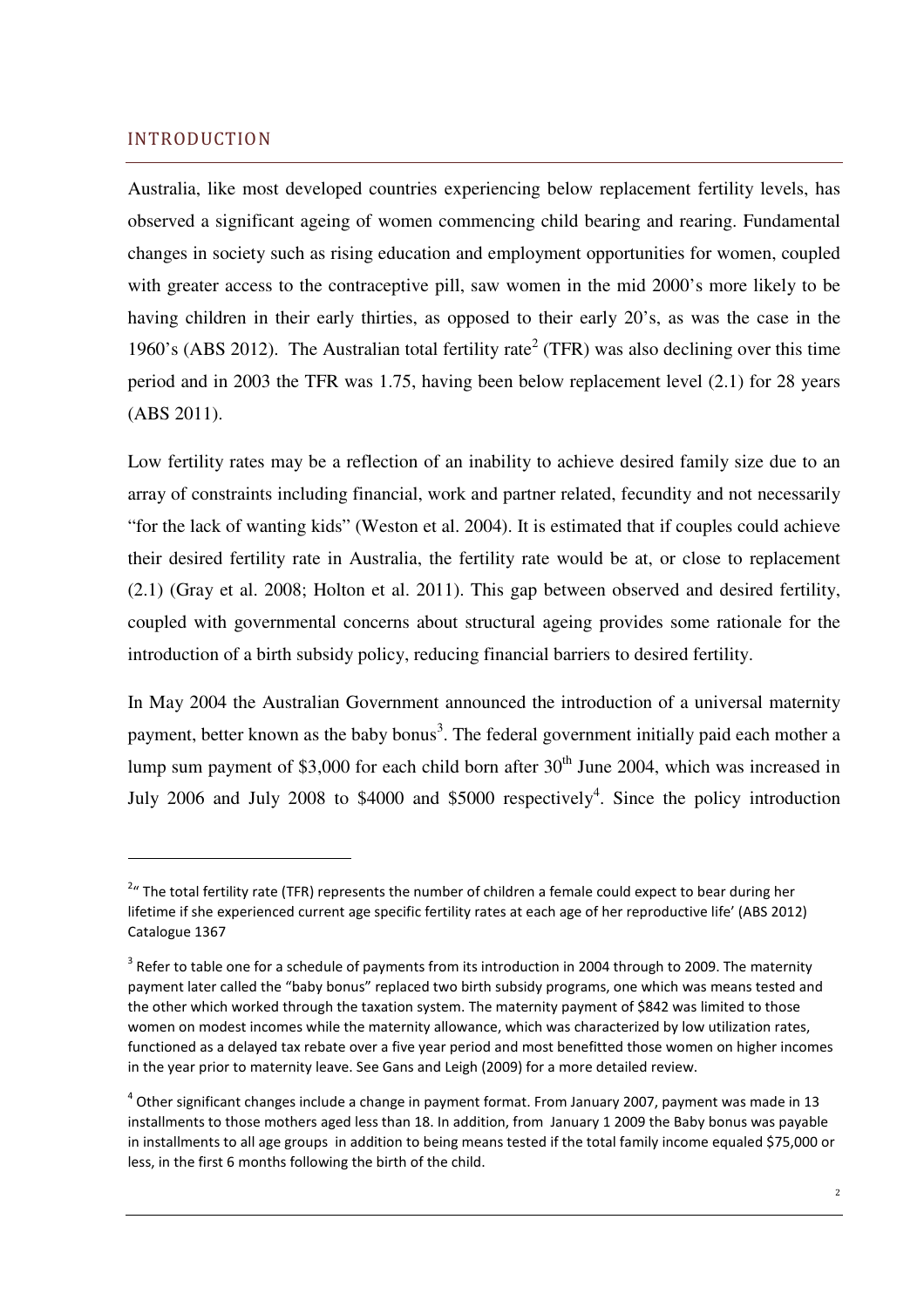## INTRODUCTION

Australia, like most developed countries experiencing below replacement fertility levels, has observed a significant ageing of women commencing child bearing and rearing. Fundamental changes in society such as rising education and employment opportunities for women, coupled with greater access to the contraceptive pill, saw women in the mid 2000's more likely to be having children in their early thirties, as opposed to their early 20's, as was the case in the 1960's (ABS 2012). The Australian total fertility rate[2] (TFR) was also declining over this time period and in 2003 the TFR was 1.75, having been below replacement level (2.1) for 28 years (ABS 2011).

Low fertility rates may be a reflection of an inability to achieve desired family size due to an array of constraints including financial, work and partner related, fecundity and not necessarily "for the lack of wanting kids" (Weston et al. 2004). It is estimated that if couples could achieve their desired fertility rate in Australia, the fertility rate would be at, or close to replacement (2.1) (Gray et al. 2008; Holton et al. 2011). This gap between observed and desired fertility, coupled with governmental concerns about structural ageing provides some rationale for the introduction of a birth subsidy policy, reducing financial barriers to desired fertility.

In May 2004 the Australian Government announced the introduction of a universal maternity payment, better known as the baby bonus[3]. The federal government initially paid each mother a lump sum payment of $3,000 for each child born after 30th June 2004, which was increased in July 2006 and July 2008 to $4000 and $5000 respectively[4]. Since the policy introduction

---

[2] " The total fertility rate (TFR) represents the number of children a female could expect to bear during her lifetime if she experienced current age specific fertility rates at each age of her reproductive life' (ABS 2012) Catalogue 1367

[3] Refer to table one for a schedule of payments from its introduction in 2004 through to 2009. The maternity payment later called the "baby bonus" replaced two birth subsidy programs, one which was means tested and the other which worked through the taxation system. The maternity payment of $842 was limited to those women on modest incomes while the maternity allowance, which was characterized by low utilization rates, functioned as a delayed tax rebate over a five year period and most benefitted those women on higher incomes in the year prior to maternity leave. See Gans and Leigh (2009) for a more detailed review.

[4] Other significant changes include a change in payment format. From January 2007, payment was made in 13 installments to those mothers aged less than 18. In addition, from January 1 2009 the Baby bonus was payable in installments to all age groups in addition to being means tested if the total family income equaled $75,000 or less, in the first 6 months following the birth of the child.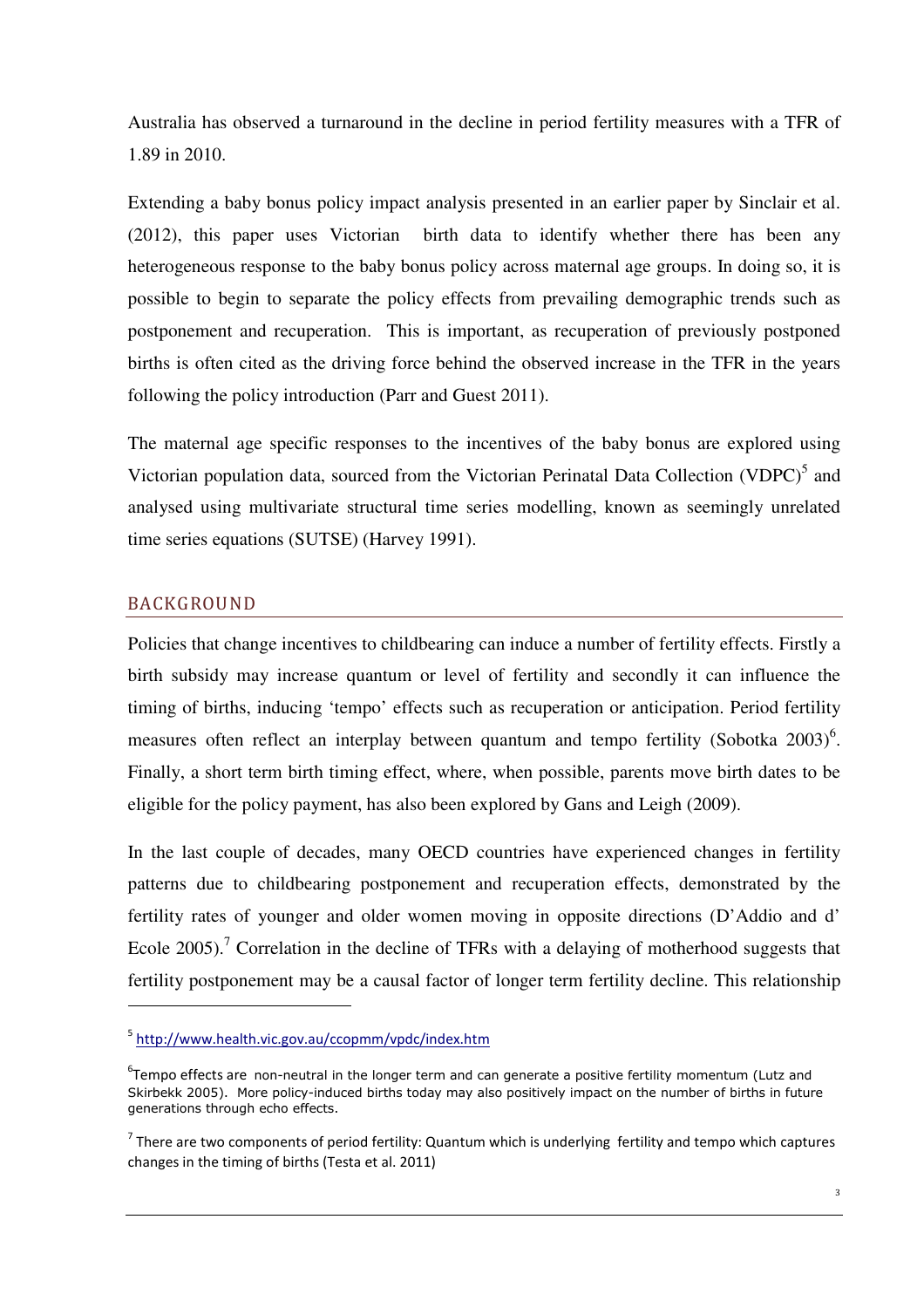Australia has observed a turnaround in the decline in period fertility measures with a TFR of 1.89 in 2010.

Extending a baby bonus policy impact analysis presented in an earlier paper by Sinclair et al. (2012), this paper uses Victorian birth data to identify whether there has been any heterogeneous response to the baby bonus policy across maternal age groups. In doing so, it is possible to begin to separate the policy effects from prevailing demographic trends such as postponement and recuperation. This is important, as recuperation of previously postponed births is often cited as the driving force behind the observed increase in the TFR in the years following the policy introduction (Parr and Guest 2011).

The maternal age specific responses to the incentives of the baby bonus are explored using Victorian population data, sourced from the Victorian Perinatal Data Collection (VDPC)[5] and analysed using multivariate structural time series modelling, known as seemingly unrelated time series equations (SUTSE) (Harvey 1991).

## BACKGROUND

Policies that change incentives to childbearing can induce a number of fertility effects. Firstly a birth subsidy may increase quantum or level of fertility and secondly it can influence the timing of births, inducing 'tempo' effects such as recuperation or anticipation. Period fertility measures often reflect an interplay between quantum and tempo fertility (Sobotka 2003)[6]. Finally, a short term birth timing effect, where, when possible, parents move birth dates to be eligible for the policy payment, has also been explored by Gans and Leigh (2009).

In the last couple of decades, many OECD countries have experienced changes in fertility patterns due to childbearing postponement and recuperation effects, demonstrated by the fertility rates of younger and older women moving in opposite directions (D'Addio and d' Ecole 2005).[7] Correlation in the decline of TFRs with a delaying of motherhood suggests that fertility postponement may be a causal factor of longer term fertility decline. This relationship

---

[5] http://www.health.vic.gov.au/ccopmm/vpdc/index.htm

[6] Tempo effects are non-neutral in the longer term and can generate a positive fertility momentum (Lutz and Skirbekk 2005). More policy-induced births today may also positively impact on the number of births in future generations through echo effects.

[7] There are two components of period fertility: Quantum which is underlying fertility and tempo which captures changes in the timing of births (Testa et al. 2011)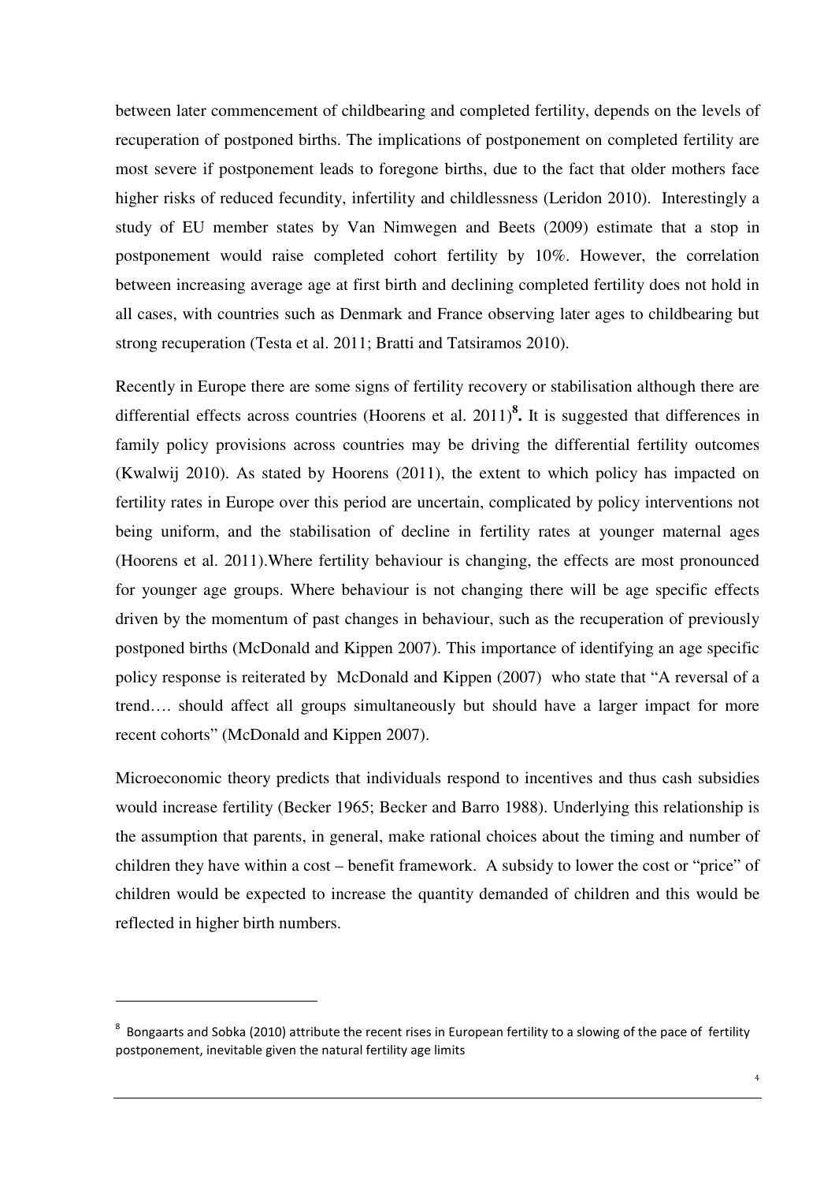between later commencement of childbearing and completed fertility, depends on the levels of recuperation of postponed births. The implications of postponement on completed fertility are most severe if postponement leads to foregone births, due to the fact that older mothers face higher risks of reduced fecundity, infertility and childlessness (Leridon 2010). Interestingly a study of EU member states by Van Nimwegen and Beets (2009) estimate that a stop in postponement would raise completed cohort fertility by 10%. However, the correlation between increasing average age at first birth and declining completed fertility does not hold in all cases, with countries such as Denmark and France observing later ages to childbearing but strong recuperation (Testa et al. 2011; Bratti and Tatsiramos 2010).

Recently in Europe there are some signs of fertility recovery or stabilisation although there are differential effects across countries (Hoorens et al. 2011)[8]**.** It is suggested that differences in family policy provisions across countries may be driving the differential fertility outcomes (Kwalwij 2010). As stated by Hoorens (2011), the extent to which policy has impacted on fertility rates in Europe over this period are uncertain, complicated by policy interventions not being uniform, and the stabilisation of decline in fertility rates at younger maternal ages (Hoorens et al. 2011).Where fertility behaviour is changing, the effects are most pronounced for younger age groups. Where behaviour is not changing there will be age specific effects driven by the momentum of past changes in behaviour, such as the recuperation of previously postponed births (McDonald and Kippen 2007). This importance of identifying an age specific policy response is reiterated by McDonald and Kippen (2007) who state that "A reversal of a trend…. should affect all groups simultaneously but should have a larger impact for more recent cohorts" (McDonald and Kippen 2007).

Microeconomic theory predicts that individuals respond to incentives and thus cash subsidies would increase fertility (Becker 1965; Becker and Barro 1988). Underlying this relationship is the assumption that parents, in general, make rational choices about the timing and number of children they have within a cost – benefit framework. A subsidy to lower the cost or "price" of children would be expected to increase the quantity demanded of children and this would be reflected in higher birth numbers.

[8] Bongaarts and Sobka (2010) attribute the recent rises in European fertility to a slowing of the pace of fertility postponement, inevitable given the natural fertility age limits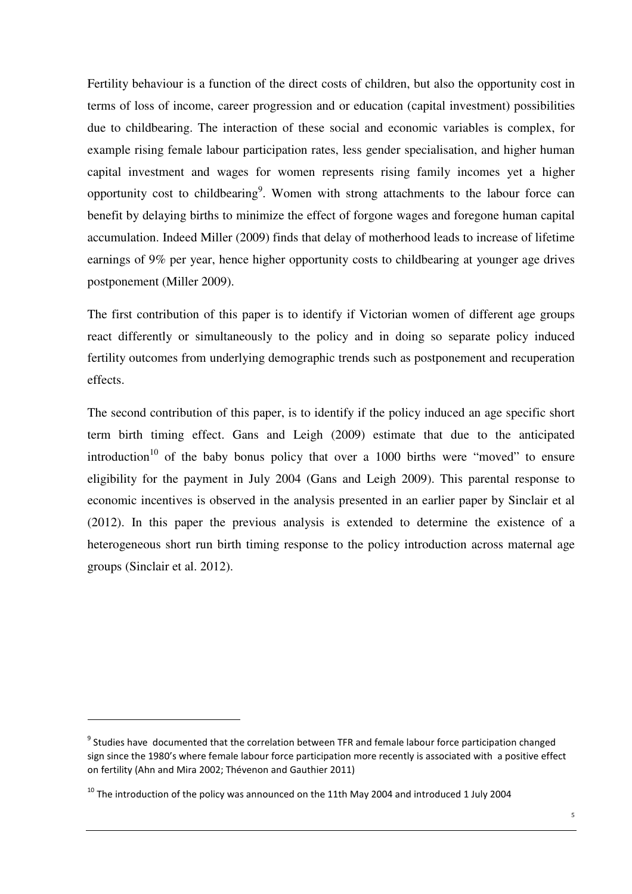Fertility behaviour is a function of the direct costs of children, but also the opportunity cost in terms of loss of income, career progression and or education (capital investment) possibilities due to childbearing. The interaction of these social and economic variables is complex, for example rising female labour participation rates, less gender specialisation, and higher human capital investment and wages for women represents rising family incomes yet a higher opportunity cost to childbearing[9]. Women with strong attachments to the labour force can benefit by delaying births to minimize the effect of forgone wages and foregone human capital accumulation. Indeed Miller (2009) finds that delay of motherhood leads to increase of lifetime earnings of 9% per year, hence higher opportunity costs to childbearing at younger age drives postponement (Miller 2009).

The first contribution of this paper is to identify if Victorian women of different age groups react differently or simultaneously to the policy and in doing so separate policy induced fertility outcomes from underlying demographic trends such as postponement and recuperation effects.

The second contribution of this paper, is to identify if the policy induced an age specific short term birth timing effect. Gans and Leigh (2009) estimate that due to the anticipated introduction[10] of the baby bonus policy that over a 1000 births were "moved" to ensure eligibility for the payment in July 2004 (Gans and Leigh 2009). This parental response to economic incentives is observed in the analysis presented in an earlier paper by Sinclair et al (2012). In this paper the previous analysis is extended to determine the existence of a heterogeneous short run birth timing response to the policy introduction across maternal age groups (Sinclair et al. 2012).

---

[9] Studies have documented that the correlation between TFR and female labour force participation changed sign since the 1980's where female labour force participation more recently is associated with a positive effect on fertility (Ahn and Mira 2002; Thévenon and Gauthier 2011)

[10] The introduction of the policy was announced on the 11th May 2004 and introduced 1 July 2004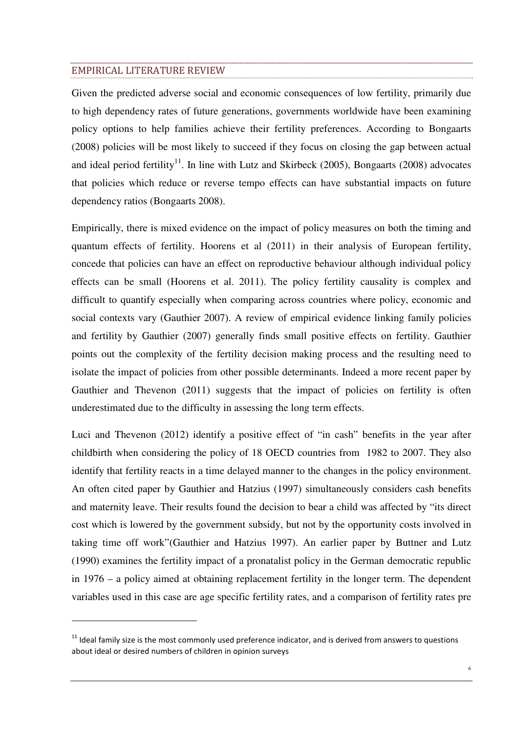## EMPIRICAL LITERATURE REVIEW

Given the predicted adverse social and economic consequences of low fertility, primarily due to high dependency rates of future generations, governments worldwide have been examining policy options to help families achieve their fertility preferences. According to Bongaarts (2008) policies will be most likely to succeed if they focus on closing the gap between actual and ideal period fertility[11]. In line with Lutz and Skirbeck (2005), Bongaarts (2008) advocates that policies which reduce or reverse tempo effects can have substantial impacts on future dependency ratios (Bongaarts 2008).

Empirically, there is mixed evidence on the impact of policy measures on both the timing and quantum effects of fertility. Hoorens et al (2011) in their analysis of European fertility, concede that policies can have an effect on reproductive behaviour although individual policy effects can be small (Hoorens et al. 2011). The policy fertility causality is complex and difficult to quantify especially when comparing across countries where policy, economic and social contexts vary (Gauthier 2007). A review of empirical evidence linking family policies and fertility by Gauthier (2007) generally finds small positive effects on fertility. Gauthier points out the complexity of the fertility decision making process and the resulting need to isolate the impact of policies from other possible determinants. Indeed a more recent paper by Gauthier and Thevenon (2011) suggests that the impact of policies on fertility is often underestimated due to the difficulty in assessing the long term effects.

Luci and Thevenon (2012) identify a positive effect of "in cash" benefits in the year after childbirth when considering the policy of 18 OECD countries from 1982 to 2007. They also identify that fertility reacts in a time delayed manner to the changes in the policy environment. An often cited paper by Gauthier and Hatzius (1997) simultaneously considers cash benefits and maternity leave. Their results found the decision to bear a child was affected by "its direct cost which is lowered by the government subsidy, but not by the opportunity costs involved in taking time off work"(Gauthier and Hatzius 1997). An earlier paper by Buttner and Lutz (1990) examines the fertility impact of a pronatalist policy in the German democratic republic in 1976 – a policy aimed at obtaining replacement fertility in the longer term. The dependent variables used in this case are age specific fertility rates, and a comparison of fertility rates pre

[11] Ideal family size is the most commonly used preference indicator, and is derived from answers to questions about ideal or desired numbers of children in opinion surveys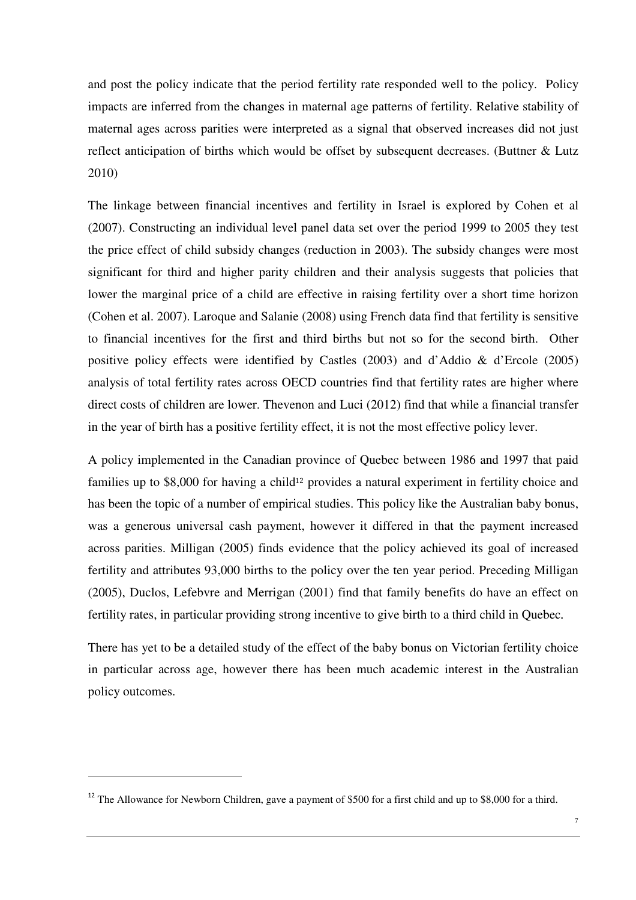and post the policy indicate that the period fertility rate responded well to the policy. Policy impacts are inferred from the changes in maternal age patterns of fertility. Relative stability of maternal ages across parities were interpreted as a signal that observed increases did not just reflect anticipation of births which would be offset by subsequent decreases. (Buttner & Lutz 2010)

The linkage between financial incentives and fertility in Israel is explored by Cohen et al (2007). Constructing an individual level panel data set over the period 1999 to 2005 they test the price effect of child subsidy changes (reduction in 2003). The subsidy changes were most significant for third and higher parity children and their analysis suggests that policies that lower the marginal price of a child are effective in raising fertility over a short time horizon (Cohen et al. 2007). Laroque and Salanie (2008) using French data find that fertility is sensitive to financial incentives for the first and third births but not so for the second birth. Other positive policy effects were identified by Castles (2003) and d'Addio & d'Ercole (2005) analysis of total fertility rates across OECD countries find that fertility rates are higher where direct costs of children are lower. Thevenon and Luci (2012) find that while a financial transfer in the year of birth has a positive fertility effect, it is not the most effective policy lever.

A policy implemented in the Canadian province of Quebec between 1986 and 1997 that paid families up to \$8,000 for having a child[12] provides a natural experiment in fertility choice and has been the topic of a number of empirical studies. This policy like the Australian baby bonus, was a generous universal cash payment, however it differed in that the payment increased across parities. Milligan (2005) finds evidence that the policy achieved its goal of increased fertility and attributes 93,000 births to the policy over the ten year period. Preceding Milligan (2005), Duclos, Lefebvre and Merrigan (2001) find that family benefits do have an effect on fertility rates, in particular providing strong incentive to give birth to a third child in Quebec.

There has yet to be a detailed study of the effect of the baby bonus on Victorian fertility choice in particular across age, however there has been much academic interest in the Australian policy outcomes.

[12] The Allowance for Newborn Children, gave a payment of \$500 for a first child and up to \$8,000 for a third.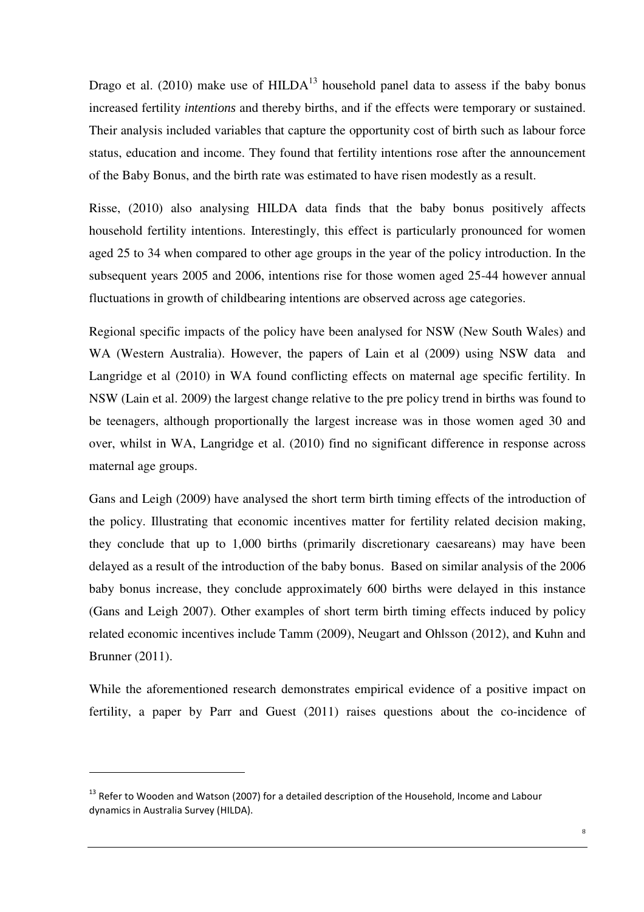Drago et al. (2010) make use of HILDA[13] household panel data to assess if the baby bonus increased fertility *intentions* and thereby births, and if the effects were temporary or sustained. Their analysis included variables that capture the opportunity cost of birth such as labour force status, education and income. They found that fertility intentions rose after the announcement of the Baby Bonus, and the birth rate was estimated to have risen modestly as a result.

Risse, (2010) also analysing HILDA data finds that the baby bonus positively affects household fertility intentions. Interestingly, this effect is particularly pronounced for women aged 25 to 34 when compared to other age groups in the year of the policy introduction. In the subsequent years 2005 and 2006, intentions rise for those women aged 25-44 however annual fluctuations in growth of childbearing intentions are observed across age categories.

Regional specific impacts of the policy have been analysed for NSW (New South Wales) and WA (Western Australia). However, the papers of Lain et al (2009) using NSW data and Langridge et al (2010) in WA found conflicting effects on maternal age specific fertility. In NSW (Lain et al. 2009) the largest change relative to the pre policy trend in births was found to be teenagers, although proportionally the largest increase was in those women aged 30 and over, whilst in WA, Langridge et al. (2010) find no significant difference in response across maternal age groups.

Gans and Leigh (2009) have analysed the short term birth timing effects of the introduction of the policy. Illustrating that economic incentives matter for fertility related decision making, they conclude that up to 1,000 births (primarily discretionary caesareans) may have been delayed as a result of the introduction of the baby bonus. Based on similar analysis of the 2006 baby bonus increase, they conclude approximately 600 births were delayed in this instance (Gans and Leigh 2007). Other examples of short term birth timing effects induced by policy related economic incentives include Tamm (2009), Neugart and Ohlsson (2012), and Kuhn and Brunner (2011).

While the aforementioned research demonstrates empirical evidence of a positive impact on fertility, a paper by Parr and Guest (2011) raises questions about the co-incidence of

[13] Refer to Wooden and Watson (2007) for a detailed description of the Household, Income and Labour dynamics in Australia Survey (HILDA).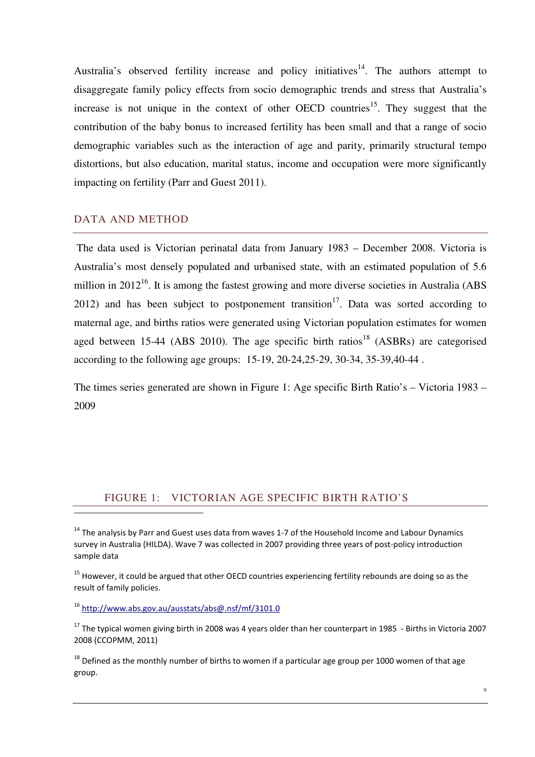Australia's observed fertility increase and policy initiatives[14]. The authors attempt to disaggregate family policy effects from socio demographic trends and stress that Australia's increase is not unique in the context of other OECD countries[15]. They suggest that the contribution of the baby bonus to increased fertility has been small and that a range of socio demographic variables such as the interaction of age and parity, primarily structural tempo distortions, but also education, marital status, income and occupation were more significantly impacting on fertility (Parr and Guest 2011).

## DATA AND METHOD

The data used is Victorian perinatal data from January 1983 – December 2008. Victoria is Australia's most densely populated and urbanised state, with an estimated population of 5.6 million in 2012[16]. It is among the fastest growing and more diverse societies in Australia (ABS 2012) and has been subject to postponement transition[17]. Data was sorted according to maternal age, and births ratios were generated using Victorian population estimates for women aged between 15-44 (ABS 2010). The age specific birth ratios[18] (ASBRs) are categorised according to the following age groups: 15-19, 20-24,25-29, 30-34, 35-39,40-44 .

The times series generated are shown in Figure 1: Age specific Birth Ratio's – Victoria 1983 – 2009

### FIGURE 1: VICTORIAN AGE SPECIFIC BIRTH RATIO'S

---

[14] The analysis by Parr and Guest uses data from waves 1-7 of the Household Income and Labour Dynamics survey in Australia (HILDA). Wave 7 was collected in 2007 providing three years of post-policy introduction sample data

[15] However, it could be argued that other OECD countries experiencing fertility rebounds are doing so as the result of family policies.

[16] http://www.abs.gov.au/ausstats/abs@.nsf/mf/3101.0

[17] The typical women giving birth in 2008 was 4 years older than her counterpart in 1985 - Births in Victoria 2007 2008 (CCOPMM, 2011)

[18] Defined as the monthly number of births to women if a particular age group per 1000 women of that age group.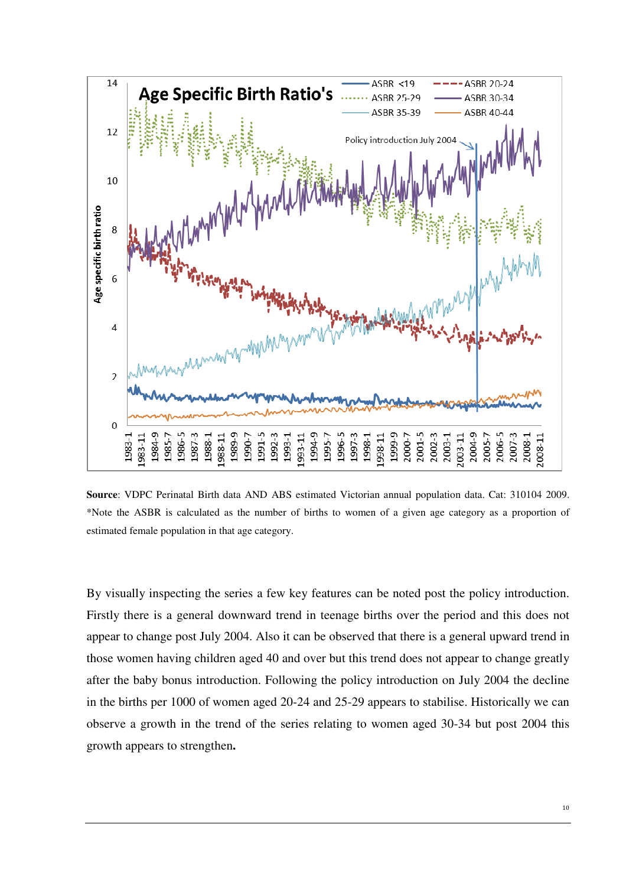**Source**: VDPC Perinatal Birth data AND ABS estimated Victorian annual population data. Cat: 310104 2009. *Note the ASBR is calculated as the number of births to women of a given age category as a proportion of estimated female population in that age category.

By visually inspecting the series a few key features can be noted post the policy introduction. Firstly there is a general downward trend in teenage births over the period and this does not appear to change post July 2004. Also it can be observed that there is a general upward trend in those women having children aged 40 and over but this trend does not appear to change greatly after the baby bonus introduction. Following the policy introduction on July 2004 the decline in the births per 1000 of women aged 20-24 and 25-29 appears to stabilise. Historically we can observe a growth in the trend of the series relating to women aged 30-34 but post 2004 this growth appears to strengthen**.**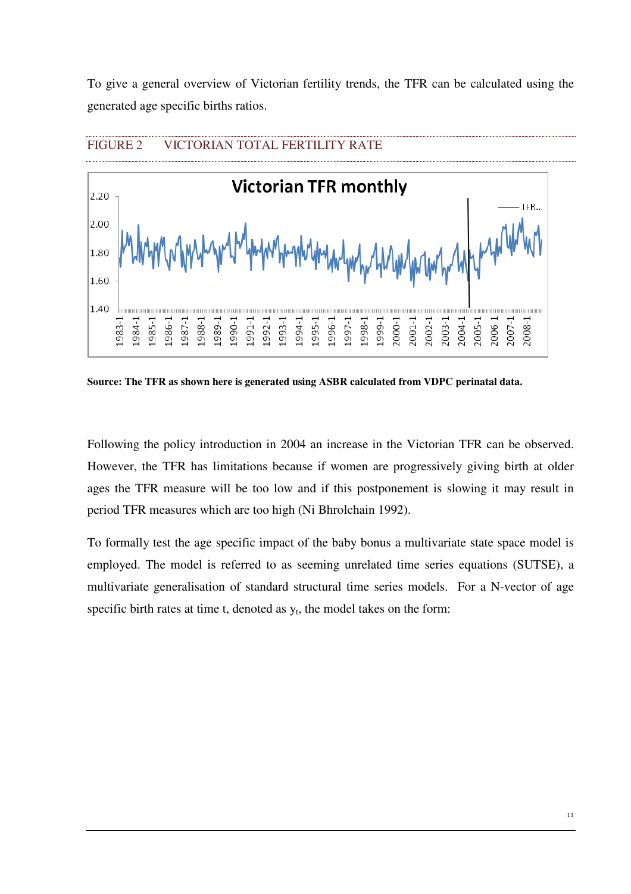To give a general overview of Victorian fertility trends, the TFR can be calculated using the generated age specific births ratios.

FIGURE 2 VICTORIAN TOTAL FERTILITY RATE

Source: The TFR as shown here is generated using ASBR calculated from VDPC perinatal data.

Following the policy introduction in 2004 an increase in the Victorian TFR can be observed. However, the TFR has limitations because if women are progressively giving birth at older ages the TFR measure will be too low and if this postponement is slowing it may result in period TFR measures which are too high (Ni Bhrolchain 1992).

To formally test the age specific impact of the baby bonus a multivariate state space model is employed. The model is referred to as seeming unrelated time series equations (SUTSE), a multivariate generalisation of standard structural time series models. For a N-vector of age specific birth rates at time t, denoted as $y_t$, the model takes on the form: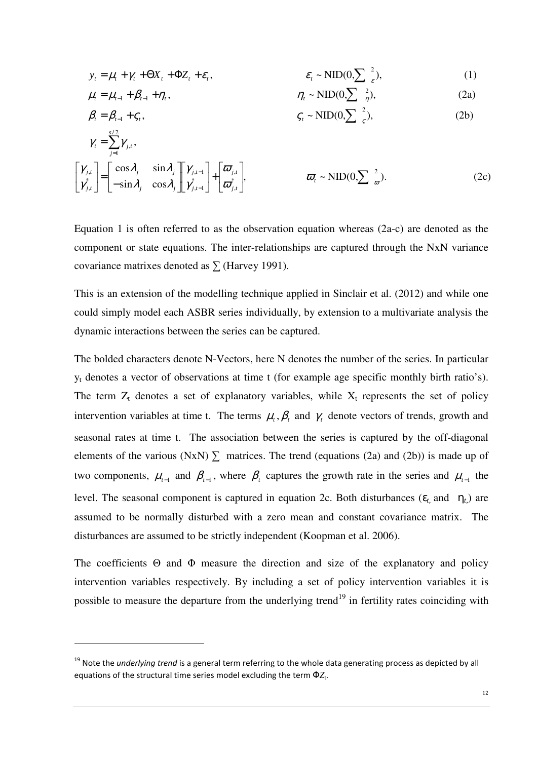$$y_t = \mu_t + \gamma_t + \Theta X_t + \Phi Z_t + \varepsilon_t, \qquad \varepsilon_t \sim \text{NID}(0, \textstyle\sum_{\varepsilon}^{2}), \tag{1}$$

$$\mu_t = \mu_{t-1} + \beta_{t-1} + \eta_t, \qquad \eta_t \sim \text{NID}(0, \textstyle\sum_{\eta}^{2}), \tag{2a}$$

$$\beta_t = \beta_{t-1} + \varsigma_t, \qquad \varsigma_t \sim \text{NID}(0, \textstyle\sum_{\varsigma}^{2}), \tag{2b}$$

$$\gamma_t = \sum_{j=1}^{s/2} \gamma_{j,t},$$

$$\begin{bmatrix} \gamma_{j,t} \\ \gamma_{j,t}^{*} \end{bmatrix} = \begin{bmatrix} \cos\lambda_j & \sin\lambda_j \\ -\sin\lambda_j & \cos\lambda_j \end{bmatrix} \begin{bmatrix} \gamma_{j,t-1} \\ \gamma_{j,t-1}^{*} \end{bmatrix} + \begin{bmatrix} \varpi_{j,t} \\ \varpi_{j,t}^{*} \end{bmatrix}, \qquad \varpi_t \sim \text{NID}(0, \textstyle\sum_{\varpi}^{2}). \tag{2c}$$

Equation 1 is often referred to as the observation equation whereas (2a-c) are denoted as the component or state equations. The inter-relationships are captured through the NxN variance covariance matrixes denoted as ∑ (Harvey 1991).

This is an extension of the modelling technique applied in Sinclair et al. (2012) and while one could simply model each ASBR series individually, by extension to a multivariate analysis the dynamic interactions between the series can be captured.

The bolded characters denote N-Vectors, here N denotes the number of the series. In particular $y_t$ denotes a vector of observations at time t (for example age specific monthly birth ratio's). The term $Z_t$ denotes a set of explanatory variables, while $X_t$ represents the set of policy intervention variables at time t. The terms $\mu_t, \beta_t$ and $\gamma_t$ denote vectors of trends, growth and seasonal rates at time t. The association between the series is captured by the off-diagonal elements of the various (NxN) ∑ matrices. The trend (equations (2a) and (2b)) is made up of two components, $\mu_{t-1}$ and $\beta_{t-1}$, where $\beta_t$ captures the growth rate in the series and $\mu_{t-1}$ the level. The seasonal component is captured in equation 2c. Both disturbances ($\varepsilon_t$ and $\eta_t$) are assumed to be normally disturbed with a zero mean and constant covariance matrix. The disturbances are assumed to be strictly independent (Koopman et al. 2006).

The coefficients Θ and Φ measure the direction and size of the explanatory and policy intervention variables respectively. By including a set of policy intervention variables it is possible to measure the departure from the underlying trend[19] in fertility rates coinciding with

[19] Note the *underlying trend* is a general term referring to the whole data generating process as depicted by all equations of the structural time series model excluding the term $\Phi Z_t$.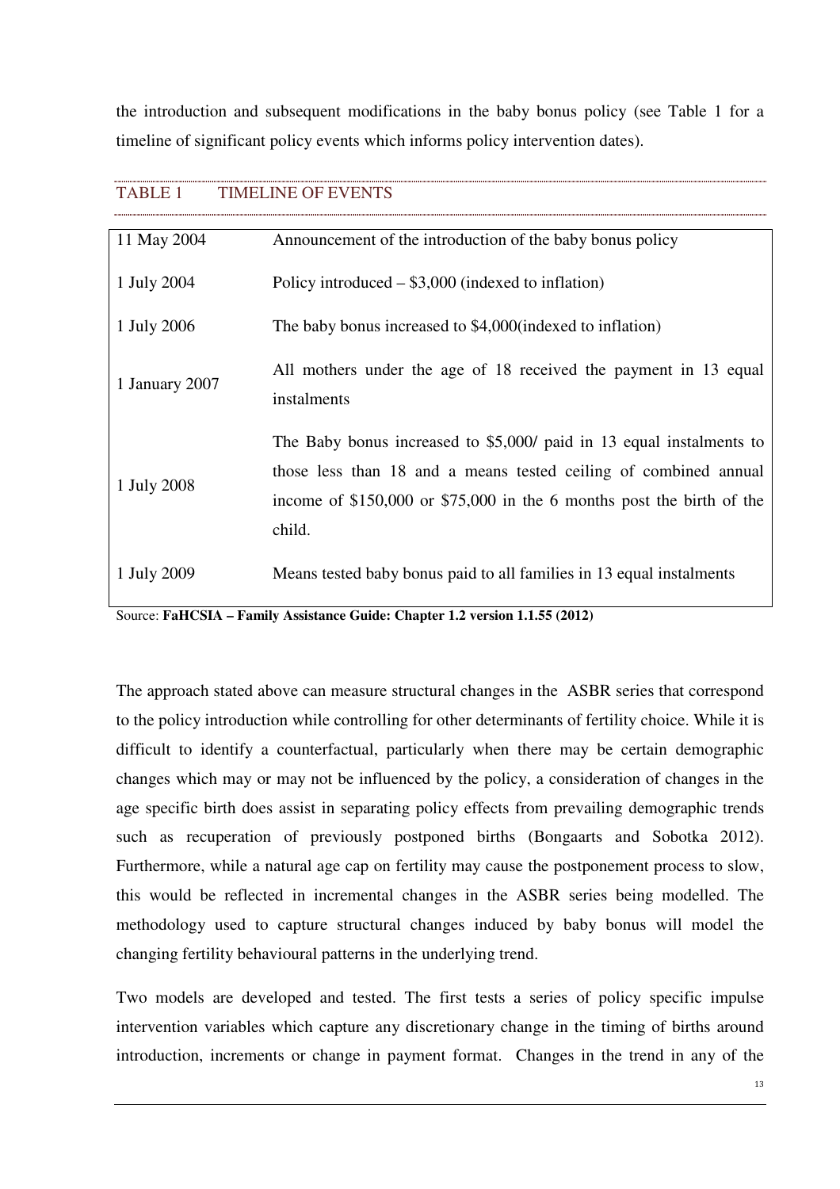the introduction and subsequent modifications in the baby bonus policy (see Table 1 for a timeline of significant policy events which informs policy intervention dates).

TABLE 1 TIMELINE OF EVENTS

| | |
|---|---|
| 11 May 2004 | Announcement of the introduction of the baby bonus policy |
| 1 July 2004 | Policy introduced – $3,000 (indexed to inflation) |
| 1 July 2006 | The baby bonus increased to $4,000(indexed to inflation) |
| 1 January 2007 | All mothers under the age of 18 received the payment in 13 equal instalments |
| 1 July 2008 | The Baby bonus increased to $5,000/ paid in 13 equal instalments to those less than 18 and a means tested ceiling of combined annual income of $150,000 or $75,000 in the 6 months post the birth of the child. |
| 1 July 2009 | Means tested baby bonus paid to all families in 13 equal instalments |

Source: **FaHCSIA – Family Assistance Guide: Chapter 1.2 version 1.1.55 (2012)**

The approach stated above can measure structural changes in the ASBR series that correspond to the policy introduction while controlling for other determinants of fertility choice. While it is difficult to identify a counterfactual, particularly when there may be certain demographic changes which may or may not be influenced by the policy, a consideration of changes in the age specific birth does assist in separating policy effects from prevailing demographic trends such as recuperation of previously postponed births (Bongaarts and Sobotka 2012). Furthermore, while a natural age cap on fertility may cause the postponement process to slow, this would be reflected in incremental changes in the ASBR series being modelled. The methodology used to capture structural changes induced by baby bonus will model the changing fertility behavioural patterns in the underlying trend.

Two models are developed and tested. The first tests a series of policy specific impulse intervention variables which capture any discretionary change in the timing of births around introduction, increments or change in payment format. Changes in the trend in any of the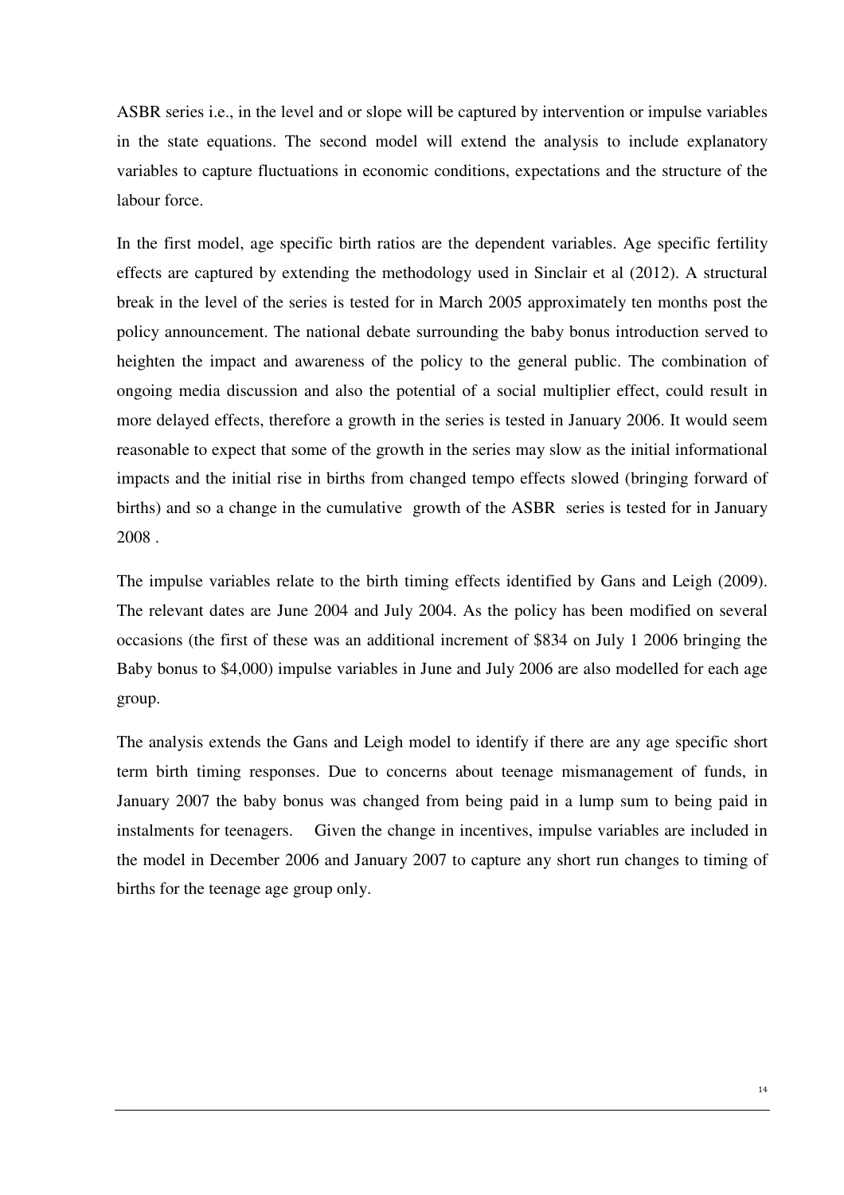ASBR series i.e., in the level and or slope will be captured by intervention or impulse variables in the state equations. The second model will extend the analysis to include explanatory variables to capture fluctuations in economic conditions, expectations and the structure of the labour force.

In the first model, age specific birth ratios are the dependent variables. Age specific fertility effects are captured by extending the methodology used in Sinclair et al (2012). A structural break in the level of the series is tested for in March 2005 approximately ten months post the policy announcement. The national debate surrounding the baby bonus introduction served to heighten the impact and awareness of the policy to the general public. The combination of ongoing media discussion and also the potential of a social multiplier effect, could result in more delayed effects, therefore a growth in the series is tested in January 2006. It would seem reasonable to expect that some of the growth in the series may slow as the initial informational impacts and the initial rise in births from changed tempo effects slowed (bringing forward of births) and so a change in the cumulative growth of the ASBR series is tested for in January 2008 .

The impulse variables relate to the birth timing effects identified by Gans and Leigh (2009). The relevant dates are June 2004 and July 2004. As the policy has been modified on several occasions (the first of these was an additional increment of $834 on July 1 2006 bringing the Baby bonus to $4,000) impulse variables in June and July 2006 are also modelled for each age group.

The analysis extends the Gans and Leigh model to identify if there are any age specific short term birth timing responses. Due to concerns about teenage mismanagement of funds, in January 2007 the baby bonus was changed from being paid in a lump sum to being paid in instalments for teenagers. Given the change in incentives, impulse variables are included in the model in December 2006 and January 2007 to capture any short run changes to timing of births for the teenage age group only.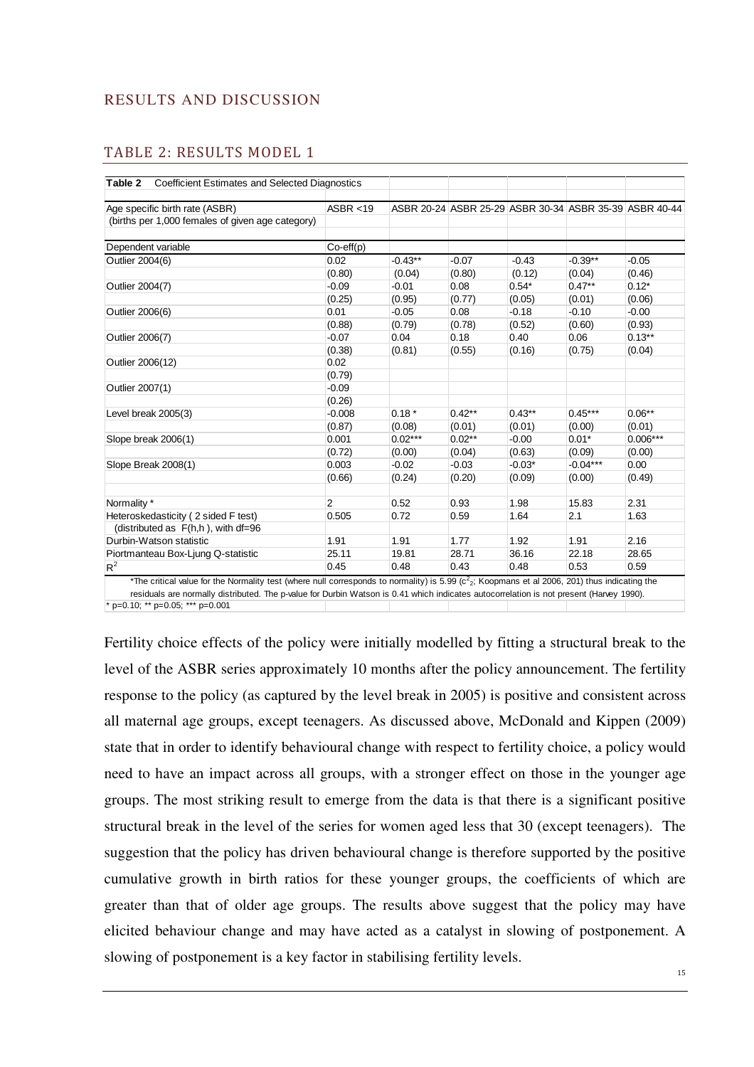## RESULTS AND DISCUSSION

### TABLE 2: RESULTS MODEL 1

| **Table 2** Coefficient Estimates and Selected Diagnostics | | | | | | |
|---|---|---|---|---|---|---|
| Age specific birth rate (ASBR) | ASBR <19 | ASBR 20-24 | ASBR 25-29 | ASBR 30-34 | ASBR 35-39 | ASBR 40-44 |
| (births per 1,000 females of given age category) | | | | | | |
| Dependent variable | Co-eff(p) | | | | | |
| Outlier 2004(6) | 0.02 | -0.43** | -0.07 | -0.43 | -0.39** | -0.05 |
| | (0.80) | (0.04) | (0.80) | (0.12) | (0.04) | (0.46) |
| Outlier 2004(7) | -0.09 | -0.01 | 0.08 | 0.54* | 0.47** | 0.12* |
| | (0.25) | (0.95) | (0.77) | (0.05) | (0.01) | (0.06) |
| Outlier 2006(6) | 0.01 | -0.05 | 0.08 | -0.18 | -0.10 | -0.00 |
| | (0.88) | (0.79) | (0.78) | (0.52) | (0.60) | (0.93) |
| Outlier 2006(7) | -0.07 | 0.04 | 0.18 | 0.40 | 0.06 | 0.13** |
| | (0.38) | (0.81) | (0.55) | (0.16) | (0.75) | (0.04) |
| Outlier 2006(12) | 0.02 | | | | | |
| | (0.79) | | | | | |
| Outlier 2007(1) | -0.09 | | | | | |
| | (0.26) | | | | | |
| Level break 2005(3) | -0.008 | 0.18 * | 0.42** | 0.43** | 0.45*** | 0.06** |
| | (0.87) | (0.08) | (0.01) | (0.01) | (0.00) | (0.01) |
| Slope break 2006(1) | 0.001 | 0.02*** | 0.02** | -0.00 | 0.01* | 0.006*** |
| | (0.72) | (0.00) | (0.04) | (0.63) | (0.09) | (0.00) |
| Slope Break 2008(1) | 0.003 | -0.02 | -0.03 | -0.03* | -0.04*** | 0.00 |
| | (0.66) | (0.24) | (0.20) | (0.09) | (0.00) | (0.49) |
| Normality * | 2 | 0.52 | 0.93 | 1.98 | 15.83 | 2.31 |
| Heteroskedasticity ( 2 sided F test) | 0.505 | 0.72 | 0.59 | 1.64 | 2.1 | 1.63 |
| (distributed as F(h,h ), with df=96 | | | | | | |
| Durbin-Watson statistic | 1.91 | 1.91 | 1.77 | 1.92 | 1.91 | 2.16 |
| Piortmanteau Box-Ljung Q-statistic | 25.11 | 19.81 | 28.71 | 36.16 | 22.18 | 28.65 |
| $R^2$ | 0.45 | 0.48 | 0.43 | 0.48 | 0.53 | 0.59 |

*The critical value for the Normality test (where null corresponds to normality) is 5.99 ($c^2_2$; Koopmans et al 2006, 201) thus indicating the residuals are normally distributed. The p-value for Durbin Watson is 0.41 which indicates autocorrelation is not present (Harvey 1990).

* p=0.10; ** p=0.05; *** p=0.001

Fertility choice effects of the policy were initially modelled by fitting a structural break to the level of the ASBR series approximately 10 months after the policy announcement. The fertility response to the policy (as captured by the level break in 2005) is positive and consistent across all maternal age groups, except teenagers. As discussed above, McDonald and Kippen (2009) state that in order to identify behavioural change with respect to fertility choice, a policy would need to have an impact across all groups, with a stronger effect on those in the younger age groups. The most striking result to emerge from the data is that there is a significant positive structural break in the level of the series for women aged less that 30 (except teenagers). The suggestion that the policy has driven behavioural change is therefore supported by the positive cumulative growth in birth ratios for these younger groups, the coefficients of which are greater than that of older age groups. The results above suggest that the policy may have elicited behaviour change and may have acted as a catalyst in slowing of postponement. A slowing of postponement is a key factor in stabilising fertility levels.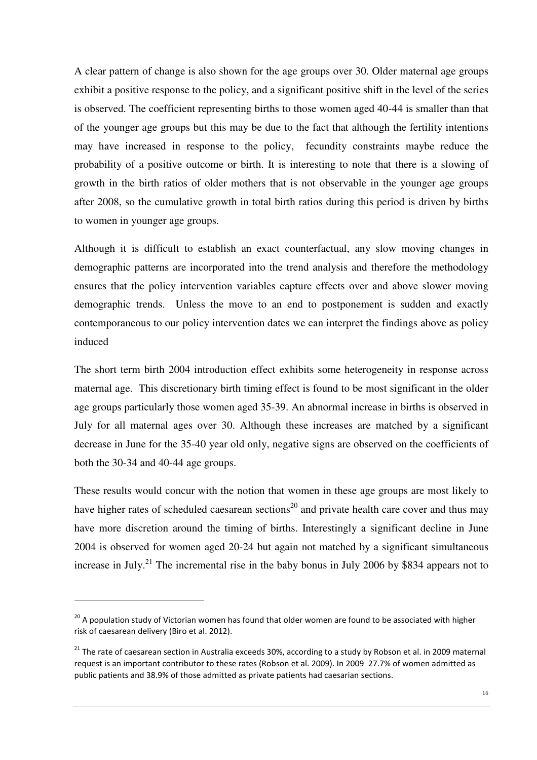A clear pattern of change is also shown for the age groups over 30. Older maternal age groups exhibit a positive response to the policy, and a significant positive shift in the level of the series is observed. The coefficient representing births to those women aged 40-44 is smaller than that of the younger age groups but this may be due to the fact that although the fertility intentions may have increased in response to the policy, fecundity constraints maybe reduce the probability of a positive outcome or birth. It is interesting to note that there is a slowing of growth in the birth ratios of older mothers that is not observable in the younger age groups after 2008, so the cumulative growth in total birth ratios during this period is driven by births to women in younger age groups.

Although it is difficult to establish an exact counterfactual, any slow moving changes in demographic patterns are incorporated into the trend analysis and therefore the methodology ensures that the policy intervention variables capture effects over and above slower moving demographic trends. Unless the move to an end to postponement is sudden and exactly contemporaneous to our policy intervention dates we can interpret the findings above as policy induced

The short term birth 2004 introduction effect exhibits some heterogeneity in response across maternal age. This discretionary birth timing effect is found to be most significant in the older age groups particularly those women aged 35-39. An abnormal increase in births is observed in July for all maternal ages over 30. Although these increases are matched by a significant decrease in June for the 35-40 year old only, negative signs are observed on the coefficients of both the 30-34 and 40-44 age groups.

These results would concur with the notion that women in these age groups are most likely to have higher rates of scheduled caesarean sections[20] and private health care cover and thus may have more discretion around the timing of births. Interestingly a significant decline in June 2004 is observed for women aged 20-24 but again not matched by a significant simultaneous increase in July.[21] The incremental rise in the baby bonus in July 2006 by $834 appears not to

---

[20] A population study of Victorian women has found that older women are found to be associated with higher risk of caesarean delivery (Biro et al. 2012).

[21] The rate of caesarean section in Australia exceeds 30%, according to a study by Robson et al. in 2009 maternal request is an important contributor to these rates (Robson et al. 2009). In 2009 27.7% of women admitted as public patients and 38.9% of those admitted as private patients had caesarian sections.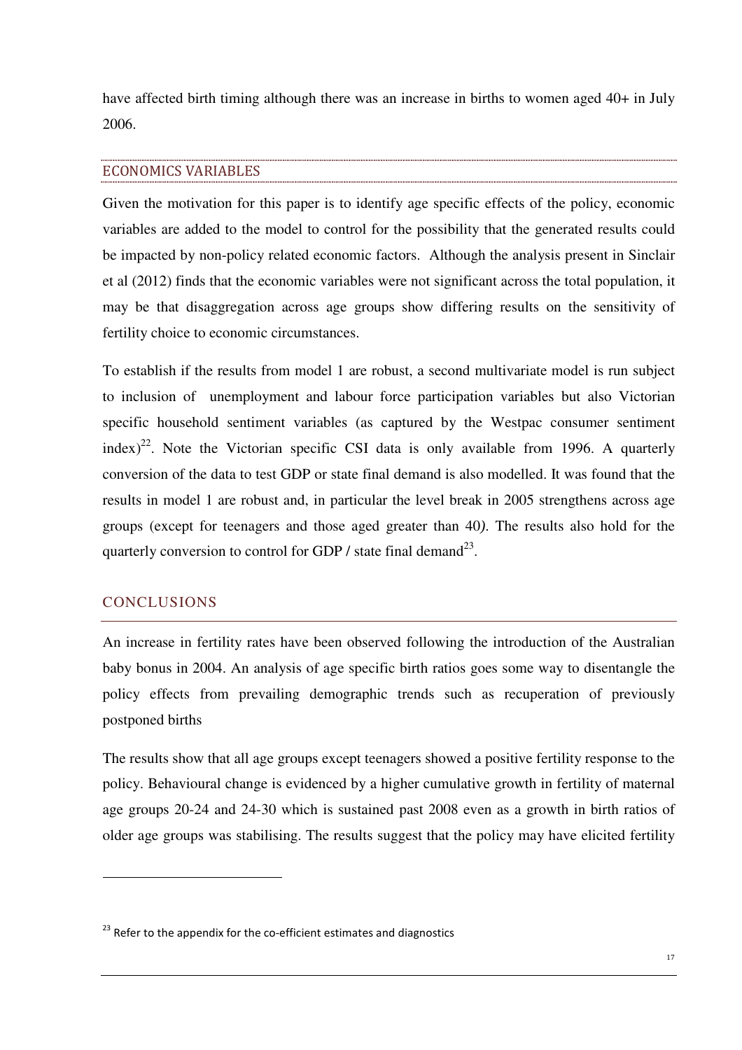have affected birth timing although there was an increase in births to women aged 40+ in July 2006.

## ECONOMICS VARIABLES

Given the motivation for this paper is to identify age specific effects of the policy, economic variables are added to the model to control for the possibility that the generated results could be impacted by non-policy related economic factors. Although the analysis present in Sinclair et al (2012) finds that the economic variables were not significant across the total population, it may be that disaggregation across age groups show differing results on the sensitivity of fertility choice to economic circumstances.

To establish if the results from model 1 are robust, a second multivariate model is run subject to inclusion of unemployment and labour force participation variables but also Victorian specific household sentiment variables (as captured by the Westpac consumer sentiment index)[22]. Note the Victorian specific CSI data is only available from 1996. A quarterly conversion of the data to test GDP or state final demand is also modelled. It was found that the results in model 1 are robust and, in particular the level break in 2005 strengthens across age groups (except for teenagers and those aged greater than 40). The results also hold for the quarterly conversion to control for GDP / state final demand[23].

## CONCLUSIONS

An increase in fertility rates have been observed following the introduction of the Australian baby bonus in 2004. An analysis of age specific birth ratios goes some way to disentangle the policy effects from prevailing demographic trends such as recuperation of previously postponed births

The results show that all age groups except teenagers showed a positive fertility response to the policy. Behavioural change is evidenced by a higher cumulative growth in fertility of maternal age groups 20-24 and 24-30 which is sustained past 2008 even as a growth in birth ratios of older age groups was stabilising. The results suggest that the policy may have elicited fertility

[23] Refer to the appendix for the co-efficient estimates and diagnostics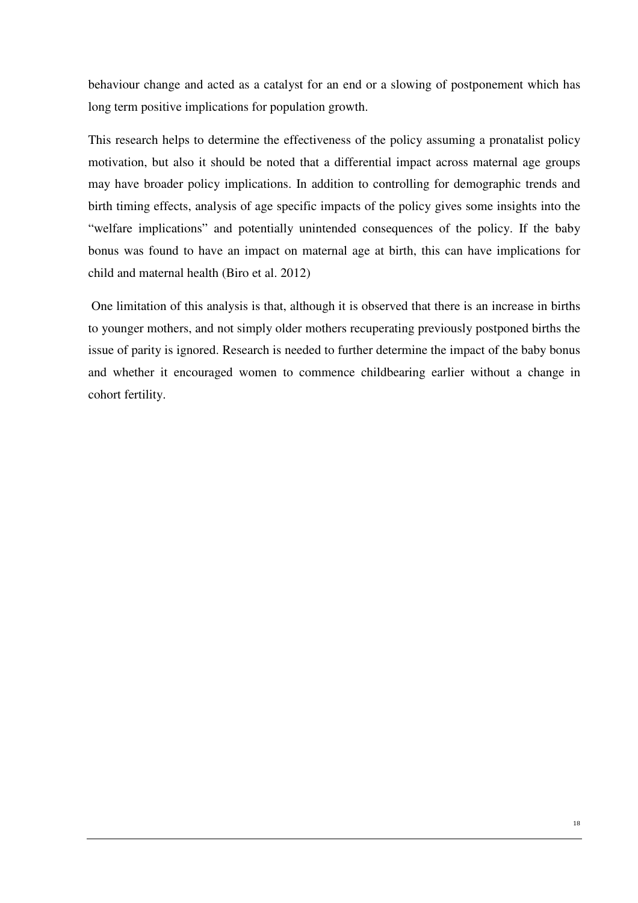behaviour change and acted as a catalyst for an end or a slowing of postponement which has long term positive implications for population growth.

This research helps to determine the effectiveness of the policy assuming a pronatalist policy motivation, but also it should be noted that a differential impact across maternal age groups may have broader policy implications. In addition to controlling for demographic trends and birth timing effects, analysis of age specific impacts of the policy gives some insights into the "welfare implications" and potentially unintended consequences of the policy. If the baby bonus was found to have an impact on maternal age at birth, this can have implications for child and maternal health (Biro et al. 2012)

One limitation of this analysis is that, although it is observed that there is an increase in births to younger mothers, and not simply older mothers recuperating previously postponed births the issue of parity is ignored. Research is needed to further determine the impact of the baby bonus and whether it encouraged women to commence childbearing earlier without a change in cohort fertility.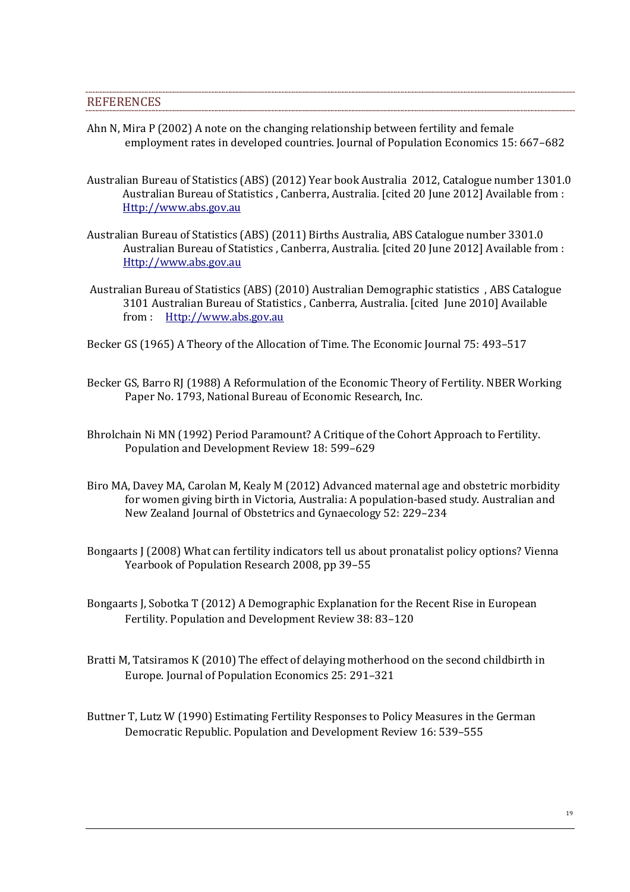## REFERENCES

Ahn N, Mira P (2002) A note on the changing relationship between fertility and female employment rates in developed countries. Journal of Population Economics 15: 667–682

Australian Bureau of Statistics (ABS) (2012) Year book Australia 2012, Catalogue number 1301.0 Australian Bureau of Statistics , Canberra, Australia. [cited 20 June 2012] Available from : [Http://www.abs.gov.au](Http://www.abs.gov.au)

Australian Bureau of Statistics (ABS) (2011) Births Australia, ABS Catalogue number 3301.0 Australian Bureau of Statistics , Canberra, Australia. [cited 20 June 2012] Available from : [Http://www.abs.gov.au](Http://www.abs.gov.au)

Australian Bureau of Statistics (ABS) (2010) Australian Demographic statistics , ABS Catalogue 3101 Australian Bureau of Statistics , Canberra, Australia. [cited June 2010] Available from : [Http://www.abs.gov.au](Http://www.abs.gov.au)

Becker GS (1965) A Theory of the Allocation of Time. The Economic Journal 75: 493–517

Becker GS, Barro RJ (1988) A Reformulation of the Economic Theory of Fertility. NBER Working Paper No. 1793, National Bureau of Economic Research, Inc.

Bhrolchain Ni MN (1992) Period Paramount? A Critique of the Cohort Approach to Fertility. Population and Development Review 18: 599–629

Biro MA, Davey MA, Carolan M, Kealy M (2012) Advanced maternal age and obstetric morbidity for women giving birth in Victoria, Australia: A population-based study. Australian and New Zealand Journal of Obstetrics and Gynaecology 52: 229–234

Bongaarts J (2008) What can fertility indicators tell us about pronatalist policy options? Vienna Yearbook of Population Research 2008, pp 39–55

Bongaarts J, Sobotka T (2012) A Demographic Explanation for the Recent Rise in European Fertility. Population and Development Review 38: 83–120

Bratti M, Tatsiramos K (2010) The effect of delaying motherhood on the second childbirth in Europe. Journal of Population Economics 25: 291–321

Buttner T, Lutz W (1990) Estimating Fertility Responses to Policy Measures in the German Democratic Republic. Population and Development Review 16: 539–555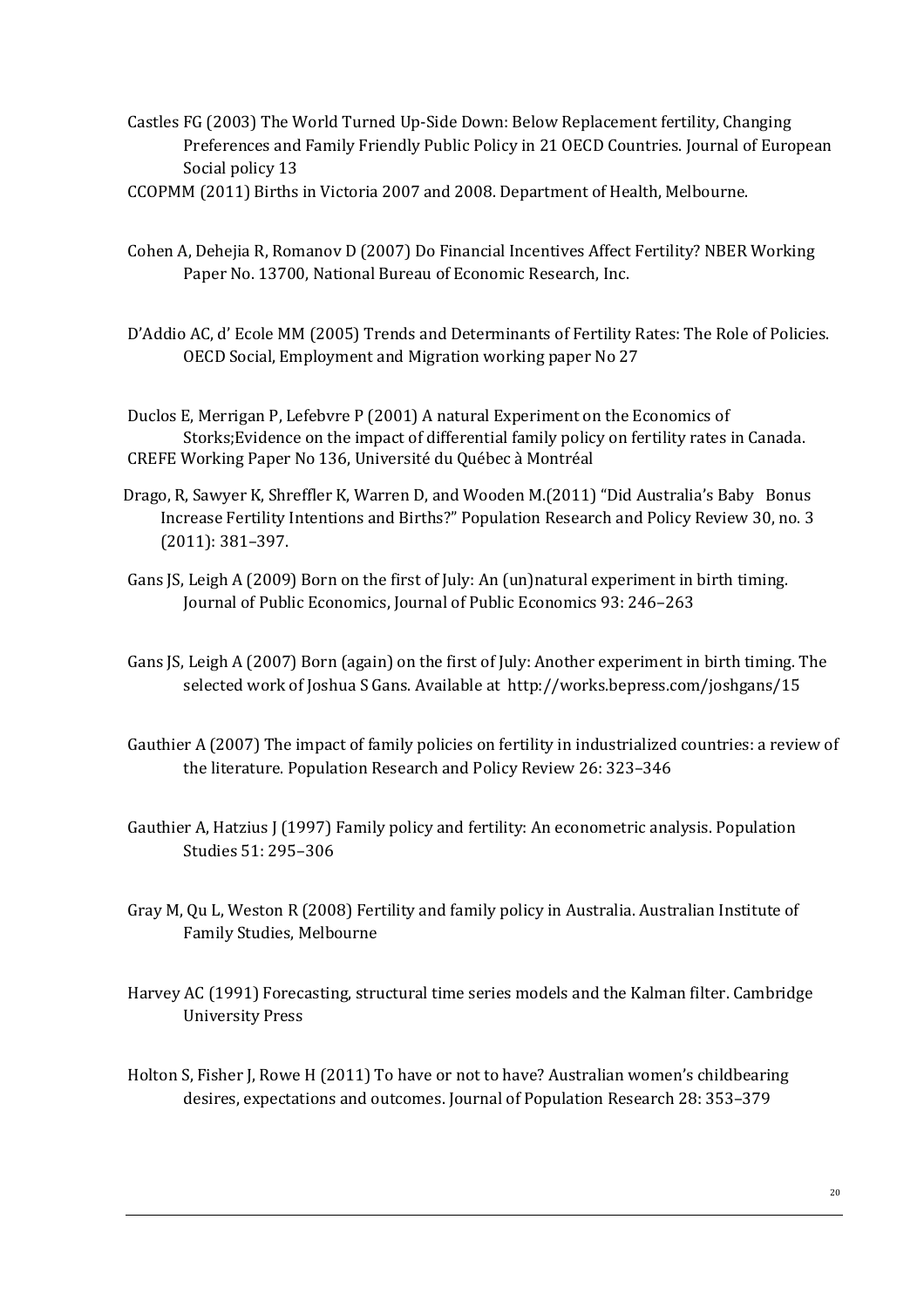Castles FG (2003) The World Turned Up-Side Down: Below Replacement fertility, Changing Preferences and Family Friendly Public Policy in 21 OECD Countries. Journal of European Social policy 13

CCOPMM (2011) Births in Victoria 2007 and 2008. Department of Health, Melbourne.

Cohen A, Dehejia R, Romanov D (2007) Do Financial Incentives Affect Fertility? NBER Working Paper No. 13700, National Bureau of Economic Research, Inc.

D'Addio AC, d' Ecole MM (2005) Trends and Determinants of Fertility Rates: The Role of Policies. OECD Social, Employment and Migration working paper No 27

Duclos E, Merrigan P, Lefebvre P (2001) A natural Experiment on the Economics of Storks;Evidence on the impact of differential family policy on fertility rates in Canada. CREFE Working Paper No 136, Université du Québec à Montréal

Drago, R, Sawyer K, Shreffler K, Warren D, and Wooden M.(2011) "Did Australia's Baby Bonus Increase Fertility Intentions and Births?" Population Research and Policy Review 30, no. 3 (2011): 381–397.

Gans JS, Leigh A (2009) Born on the first of July: An (un)natural experiment in birth timing. Journal of Public Economics, Journal of Public Economics 93: 246–263

Gans JS, Leigh A (2007) Born (again) on the first of July: Another experiment in birth timing. The selected work of Joshua S Gans. Available at http://works.bepress.com/joshgans/15

Gauthier A (2007) The impact of family policies on fertility in industrialized countries: a review of the literature. Population Research and Policy Review 26: 323–346

Gauthier A, Hatzius J (1997) Family policy and fertility: An econometric analysis. Population Studies 51: 295–306

Gray M, Qu L, Weston R (2008) Fertility and family policy in Australia. Australian Institute of Family Studies, Melbourne

Harvey AC (1991) Forecasting, structural time series models and the Kalman filter. Cambridge University Press

Holton S, Fisher J, Rowe H (2011) To have or not to have? Australian women's childbearing desires, expectations and outcomes. Journal of Population Research 28: 353–379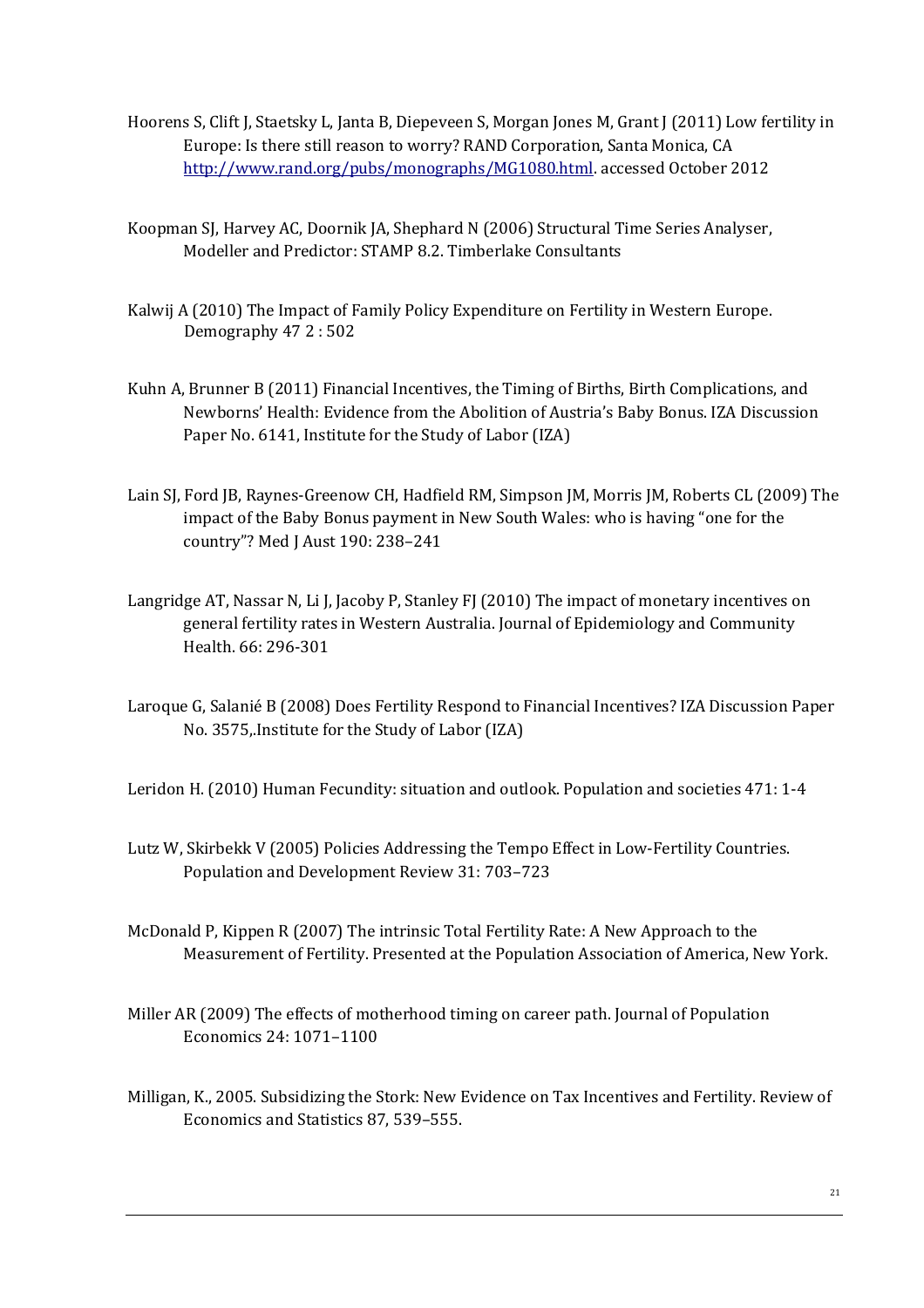Hoorens S, Clift J, Staetsky L, Janta B, Diepeveen S, Morgan Jones M, Grant J (2011) Low fertility in Europe: Is there still reason to worry? RAND Corporation, Santa Monica, CA http://www.rand.org/pubs/monographs/MG1080.html. accessed October 2012

Koopman SJ, Harvey AC, Doornik JA, Shephard N (2006) Structural Time Series Analyser, Modeller and Predictor: STAMP 8.2. Timberlake Consultants

Kalwij A (2010) The Impact of Family Policy Expenditure on Fertility in Western Europe. Demography 47 2 : 502

Kuhn A, Brunner B (2011) Financial Incentives, the Timing of Births, Birth Complications, and Newborns' Health: Evidence from the Abolition of Austria's Baby Bonus. IZA Discussion Paper No. 6141, Institute for the Study of Labor (IZA)

Lain SJ, Ford JB, Raynes-Greenow CH, Hadfield RM, Simpson JM, Morris JM, Roberts CL (2009) The impact of the Baby Bonus payment in New South Wales: who is having "one for the country"? Med J Aust 190: 238–241

Langridge AT, Nassar N, Li J, Jacoby P, Stanley FJ (2010) The impact of monetary incentives on general fertility rates in Western Australia. Journal of Epidemiology and Community Health. 66: 296-301

Laroque G, Salanié B (2008) Does Fertility Respond to Financial Incentives? IZA Discussion Paper No. 3575,.Institute for the Study of Labor (IZA)

Leridon H. (2010) Human Fecundity: situation and outlook. Population and societies 471: 1-4

Lutz W, Skirbekk V (2005) Policies Addressing the Tempo Effect in Low-Fertility Countries. Population and Development Review 31: 703–723

McDonald P, Kippen R (2007) The intrinsic Total Fertility Rate: A New Approach to the Measurement of Fertility. Presented at the Population Association of America, New York.

Miller AR (2009) The effects of motherhood timing on career path. Journal of Population Economics 24: 1071–1100

Milligan, K., 2005. Subsidizing the Stork: New Evidence on Tax Incentives and Fertility. Review of Economics and Statistics 87, 539–555.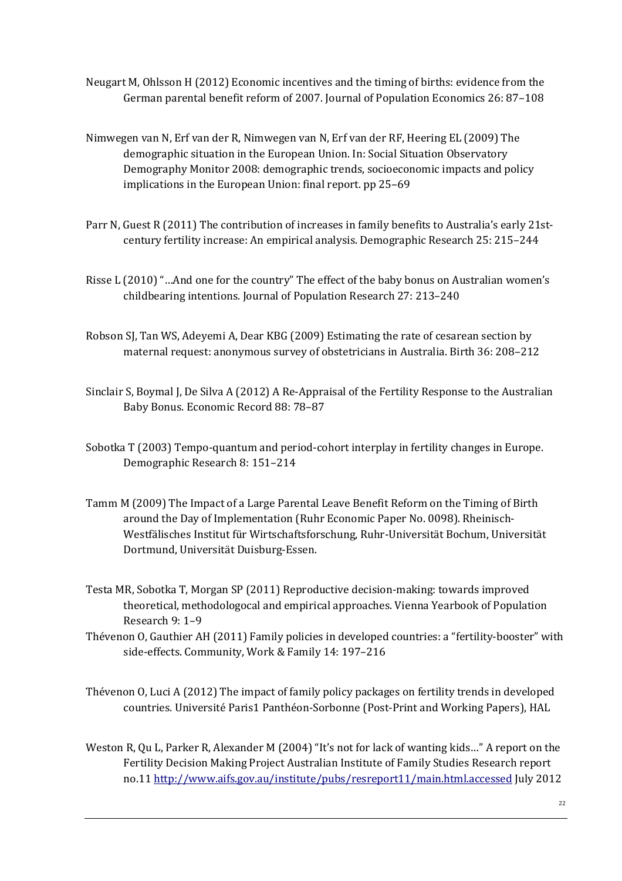Neugart M, Ohlsson H (2012) Economic incentives and the timing of births: evidence from the German parental benefit reform of 2007. Journal of Population Economics 26: 87–108

Nimwegen van N, Erf van der R, Nimwegen van N, Erf van der RF, Heering EL (2009) The demographic situation in the European Union. In: Social Situation Observatory Demography Monitor 2008: demographic trends, socioeconomic impacts and policy implications in the European Union: final report. pp 25–69

Parr N, Guest R (2011) The contribution of increases in family benefits to Australia's early 21st-century fertility increase: An empirical analysis. Demographic Research 25: 215–244

Risse L (2010) "…And one for the country" The effect of the baby bonus on Australian women's childbearing intentions. Journal of Population Research 27: 213–240

Robson SJ, Tan WS, Adeyemi A, Dear KBG (2009) Estimating the rate of cesarean section by maternal request: anonymous survey of obstetricians in Australia. Birth 36: 208–212

Sinclair S, Boymal J, De Silva A (2012) A Re-Appraisal of the Fertility Response to the Australian Baby Bonus. Economic Record 88: 78–87

Sobotka T (2003) Tempo-quantum and period-cohort interplay in fertility changes in Europe. Demographic Research 8: 151–214

Tamm M (2009) The Impact of a Large Parental Leave Benefit Reform on the Timing of Birth around the Day of Implementation (Ruhr Economic Paper No. 0098). Rheinisch-Westfälisches Institut für Wirtschaftsforschung, Ruhr-Universität Bochum, Universität Dortmund, Universität Duisburg-Essen.

Testa MR, Sobotka T, Morgan SP (2011) Reproductive decision-making: towards improved theoretical, methodologocal and empirical approaches. Vienna Yearbook of Population Research 9: 1–9

Thévenon O, Gauthier AH (2011) Family policies in developed countries: a "fertility-booster" with side-effects. Community, Work & Family 14: 197–216

Thévenon O, Luci A (2012) The impact of family policy packages on fertility trends in developed countries. Université Paris1 Panthéon-Sorbonne (Post-Print and Working Papers), HAL

Weston R, Qu L, Parker R, Alexander M (2004) "It's not for lack of wanting kids…" A report on the Fertility Decision Making Project Australian Institute of Family Studies Research report no.11 http://www.aifs.gov.au/institute/pubs/resreport11/main.html.accessed July 2012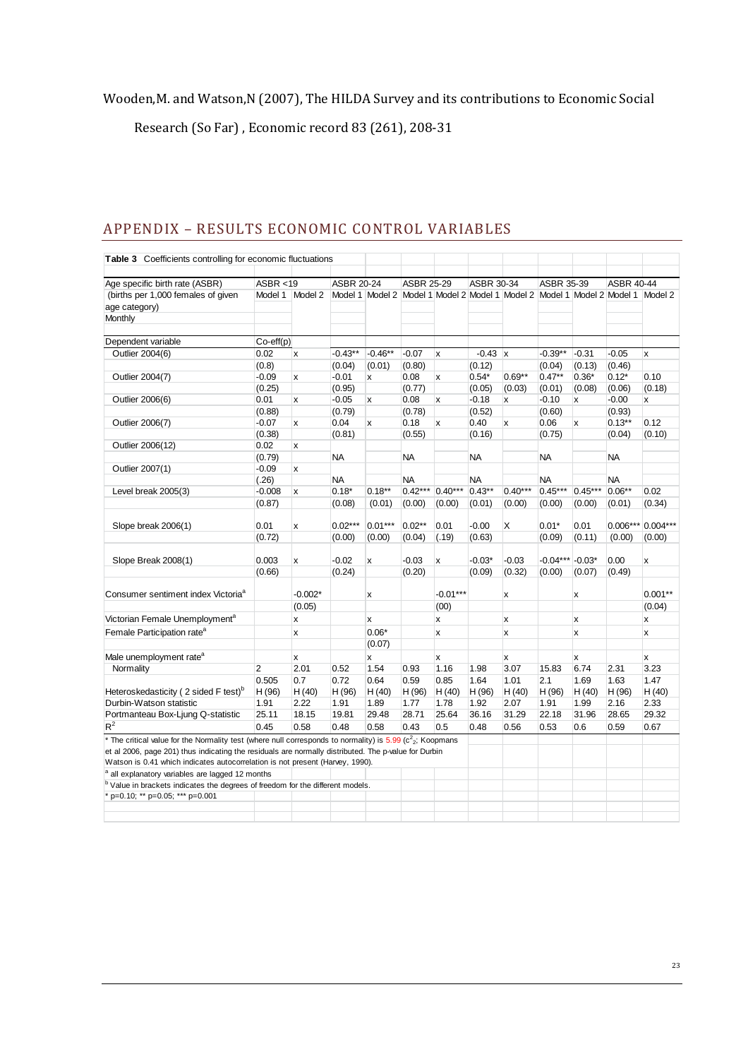Wooden,M. and Watson,N (2007), The HILDA Survey and its contributions to Economic Social Research (So Far) , Economic record 83 (261), 208-31

## APPENDIX – RESULTS ECONOMIC CONTROL VARIABLES

**Table 3** Coefficients controlling for economic fluctuations

| Age specific birth rate (ASBR) (births per 1,000 females of given age category) Monthly | ASBR <19 | | ASBR 20-24 | | ASBR 25-29 | | ASBR 30-34 | | ASBR 35-39 | | ASBR 40-44 | |
|---|---|---|---|---|---|---|---|---|---|---|---|---|
| | Model 1 | Model 2 | Model 1 | Model 2 | Model 1 | Model 2 | Model 1 | Model 2 | Model 1 | Model 2 | Model 1 | Model 2 |
| Dependent variable | Co-eff(p) | | | | | | | | | | | |
| Outlier 2004(6) | 0.02 | x | -0.43** | -0.46** | -0.07 | x | -0.43 | x | -0.39** | -0.31 | -0.05 | x |
| | (0.8) | | (0.04) | (0.01) | (0.80) | | (0.12) | | (0.04) | (0.13) | (0.46) | |
| Outlier 2004(7) | -0.09 | x | -0.01 | x | 0.08 | x | 0.54* | 0.69** | 0.47** | 0.36* | 0.12* | 0.10 |
| | (0.25) | | (0.95) | | (0.77) | | (0.05) | (0.03) | (0.01) | (0.08) | (0.06) | (0.18) |
| Outlier 2006(6) | 0.01 | x | -0.05 | x | 0.08 | x | -0.18 | x | -0.10 | x | -0.00 | x |
| | (0.88) | | (0.79) | | (0.78) | | (0.52) | | (0.60) | | (0.93) | |
| Outlier 2006(7) | -0.07 | x | 0.04 | x | 0.18 | x | 0.40 | x | 0.06 | x | 0.13** | 0.12 |
| | (0.38) | | (0.81) | | (0.55) | | (0.16) | | (0.75) | | (0.04) | (0.10) |
| Outlier 2006(12) | 0.02 | x | | | | | | | | | | |
| | (0.79) | | NA | | NA | | NA | | NA | | NA | |
| Outlier 2007(1) | -0.09 | x | | | | | | | | | | |
| | (.26) | | NA | | NA | | NA | | NA | | NA | |
| Level break 2005(3) | -0.008 | x | 0.18* | 0.18** | 0.42*** | 0.40*** | 0.43** | 0.40*** | 0.45*** | 0.45*** | 0.06** | 0.02 |
| | (0.87) | | (0.08) | (0.01) | (0.00) | (0.00) | (0.01) | (0.00) | (0.00) | (0.00) | (0.01) | (0.34) |
| Slope break 2006(1) | 0.01 | x | 0.02*** | 0.01*** | 0.02** | 0.01 | -0.00 | X | 0.01* | 0.01 | 0.006*** | 0.004*** |
| | (0.72) | | (0.00) | (0.00) | (0.04) | (.19) | (0.63) | | (0.09) | (0.11) | (0.00) | (0.00) |
| Slope Break 2008(1) | 0.003 | x | -0.02 | x | -0.03 | x | -0.03* | -0.03 | -0.04*** | -0.03* | 0.00 | x |
| | (0.66) | | (0.24) | | (0.20) | | (0.09) | (0.32) | (0.00) | (0.07) | (0.49) | |
| Consumer sentiment index Victoria[a] | | -0.002* | | x | | -0.01*** | | x | | x | | 0.001** |
| | | (0.05) | | | | (00) | | | | | | (0.04) |
| Victorian Female Unemployment[a] | | x | | x | | x | | x | | x | | x |
| Female Participation rate[a] | | x | | 0.06* | | x | | x | | x | | x |
| | | | | (0.07) | | | | | | | | |
| Male unemployment rate[a] | | x | | x | | x | | x | | x | | x |
| Normality | 2 | 2.01 | 0.52 | 1.54 | 0.93 | 1.16 | 1.98 | 3.07 | 15.83 | 6.74 | 2.31 | 3.23 |
| | 0.505 | 0.7 | 0.72 | 0.64 | 0.59 | 0.85 | 1.64 | 1.01 | 2.1 | 1.69 | 1.63 | 1.47 |
| Heteroskedasticity ( 2 sided F test)[b] | H (96) | H (40) | H (96) | H (40) | H (96) | H (40) | H (96) | H (40) | H (96) | H (40) | H (96) | H (40) |
| Durbin-Watson statistic | 1.91 | 2.22 | 1.91 | 1.89 | 1.77 | 1.78 | 1.92 | 2.07 | 1.91 | 1.99 | 2.16 | 2.33 |
| Portmanteau Box-Ljung Q-statistic | 25.11 | 18.15 | 19.81 | 29.48 | 28.71 | 25.64 | 36.16 | 31.29 | 22.18 | 31.96 | 28.65 | 29.32 |
| $R^2$ | 0.45 | 0.58 | 0.48 | 0.58 | 0.43 | 0.5 | 0.48 | 0.56 | 0.53 | 0.6 | 0.59 | 0.67 |

* The critical value for the Normality test (where null corresponds to normality) is 5.99 ($c^2_2$; Koopmans et al 2006, page 201) thus indicating the residuals are normally distributed. The p-value for Durbin Watson is 0.41 which indicates autocorrelation is not present (Harvey, 1990).

[a] all explanatory variables are lagged 12 months

[b] Value in brackets indicates the degrees of freedom for the different models.

* p=0.10; ** p=0.05; *** p=0.001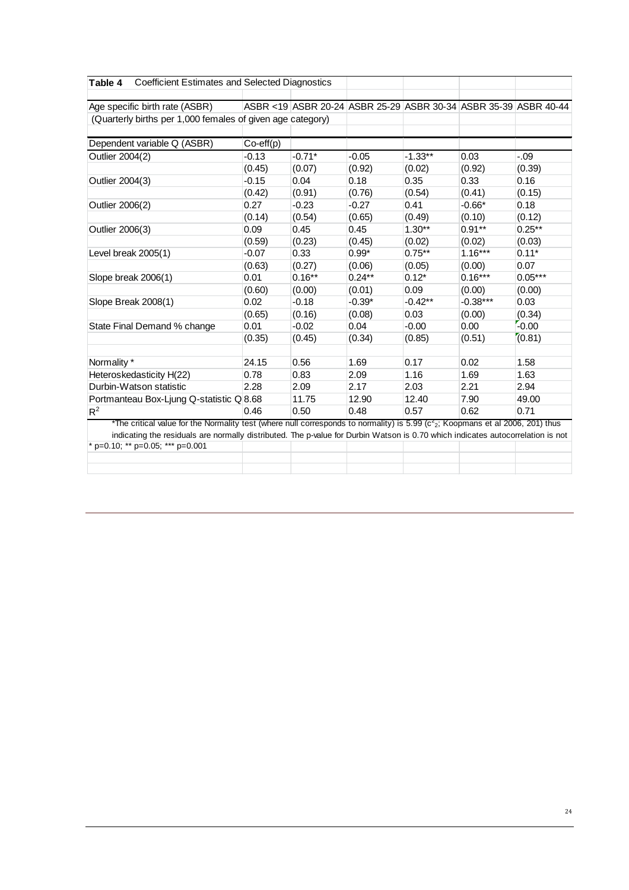**Table 4** Coefficient Estimates and Selected Diagnostics

| Age specific birth rate (ASBR) | ASBR <19 | ASBR 20-24 | ASBR 25-29 | ASBR 30-34 | ASBR 35-39 | ASBR 40-44 |
|---|---|---|---|---|---|---|
| (Quarterly births per 1,000 females of given age category) | | | | | | |
| Dependent variable Q (ASBR) | Co-eff(p) | | | | | |
| Outlier 2004(2) | -0.13 | -0.71* | -0.05 | -1.33** | 0.03 | -.09 |
| | (0.45) | (0.07) | (0.92) | (0.02) | (0.92) | (0.39) |
| Outlier 2004(3) | -0.15 | 0.04 | 0.18 | 0.35 | 0.33 | 0.16 |
| | (0.42) | (0.91) | (0.76) | (0.54) | (0.41) | (0.15) |
| Outlier 2006(2) | 0.27 | -0.23 | -0.27 | 0.41 | -0.66* | 0.18 |
| | (0.14) | (0.54) | (0.65) | (0.49) | (0.10) | (0.12) |
| Outlier 2006(3) | 0.09 | 0.45 | 0.45 | 1.30** | 0.91** | 0.25** |
| | (0.59) | (0.23) | (0.45) | (0.02) | (0.02) | (0.03) |
| Level break 2005(1) | -0.07 | 0.33 | 0.99* | 0.75** | 1.16*** | 0.11* |
| | (0.63) | (0.27) | (0.06) | (0.05) | (0.00) | 0.07 |
| Slope break 2006(1) | 0.01 | 0.16** | 0.24** | 0.12* | 0.16*** | 0.05*** |
| | (0.60) | (0.00) | (0.01) | 0.09 | (0.00) | (0.00) |
| Slope Break 2008(1) | 0.02 | -0.18 | -0.39* | -0.42** | -0.38*** | 0.03 |
| | (0.65) | (0.16) | (0.08) | 0.03 | (0.00) | (0.34) |
| State Final Demand % change | 0.01 | -0.02 | 0.04 | -0.00 | 0.00 | -0.00 |
| | (0.35) | (0.45) | (0.34) | (0.85) | (0.51) | (0.81) |
| Normality * | 24.15 | 0.56 | 1.69 | 0.17 | 0.02 | 1.58 |
| Heteroskedasticity H(22) | 0.78 | 0.83 | 2.09 | 1.16 | 1.69 | 1.63 |
| Durbin-Watson statistic | 2.28 | 2.09 | 2.17 | 2.03 | 2.21 | 2.94 |
| Portmanteau Box-Ljung Q-statistic Q | 8.68 | 11.75 | 12.90 | 12.40 | 7.90 | 49.00 |
| $R^2$ | 0.46 | 0.50 | 0.48 | 0.57 | 0.62 | 0.71 |

*The critical value for the Normality test (where null corresponds to normality) is 5.99 ($c^2_2$; Koopmans et al 2006, 201) thus indicating the residuals are normally distributed. The p-value for Durbin Watson is 0.70 which indicates autocorrelation is not

* p=0.10; ** p=0.05; *** p=0.001